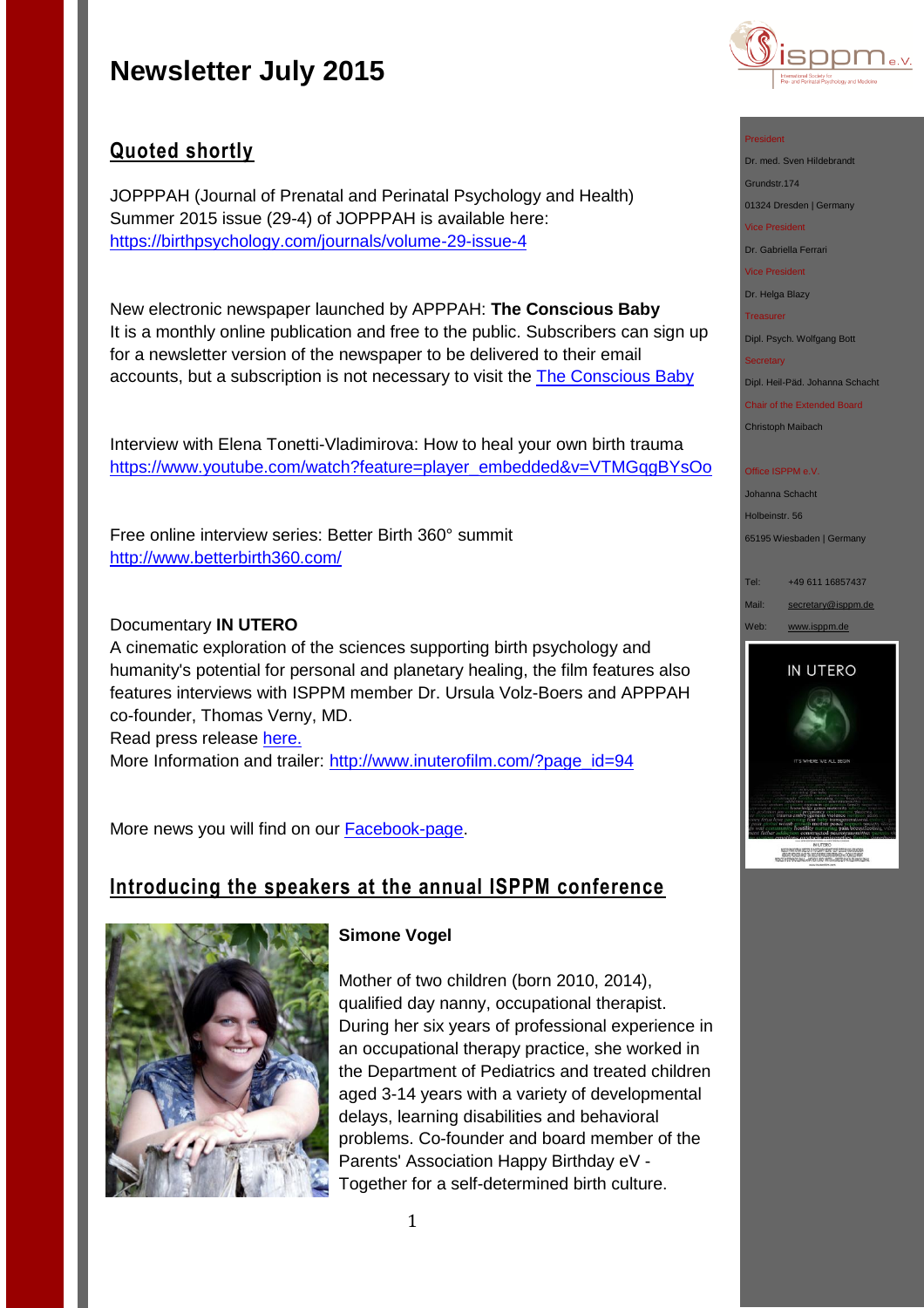# Newsletter July 2015

## Quoted shortly

JOPPPAH (Journal of Prenatal and Perinatal Psychology and Health)
Summer 2015 issue (29-4) of JOPPPAH is available here:
https://birthpsychology.com/journals/volume-29-issue-4

New electronic newspaper launched by APPPAH: **The Conscious Baby**
It is a monthly online publication and free to the public. Subscribers can sign up for a newsletter version of the newspaper to be delivered to their email accounts, but a subscription is not necessary to visit the The Conscious Baby

Interview with Elena Tonetti-Vladimirova: How to heal your own birth trauma
https://www.youtube.com/watch?feature=player_embedded&v=VTMGqgBYsOo

Free online interview series: Better Birth 360° summit
http://www.betterbirth360.com/

Documentary **IN UTERO**
A cinematic exploration of the sciences supporting birth psychology and humanity's potential for personal and planetary healing, the film features also features interviews with ISPPM member Dr. Ursula Volz-Boers and APPPAH co-founder, Thomas Verny, MD.
Read press release here.
More Information and trailer: http://www.inuterofilm.com/?page_id=94

More news you will find on our Facebook-page.

## Introducing the speakers at the annual ISPPM conference

**Simone Vogel**

Mother of two children (born 2010, 2014), qualified day nanny, occupational therapist. During her six years of professional experience in an occupational therapy practice, she worked in the Department of Pediatrics and treated children aged 3-14 years with a variety of developmental delays, learning disabilities and behavioral problems. Co-founder and board member of the Parents' Association Happy Birthday eV - Together for a self-determined birth culture.

---

President
Dr. med. Sven Hildebrandt
Grundstr.174
01324 Dresden | Germany

Vice President
Dr. Gabriella Ferrari

Vice President
Dr. Helga Blazy

Treasurer
Dipl. Psych. Wolfgang Bott

Secretary
Dipl. Heil-Päd. Johanna Schacht

Chair of the Extended Board
Christoph Maibach

Office ISPPM e.V.
Johanna Schacht
Holbeinstr. 56
65195 Wiesbaden | Germany

Tel: +49 611 16857437
Mail: secretary@isppm.de
Web: www.isppm.de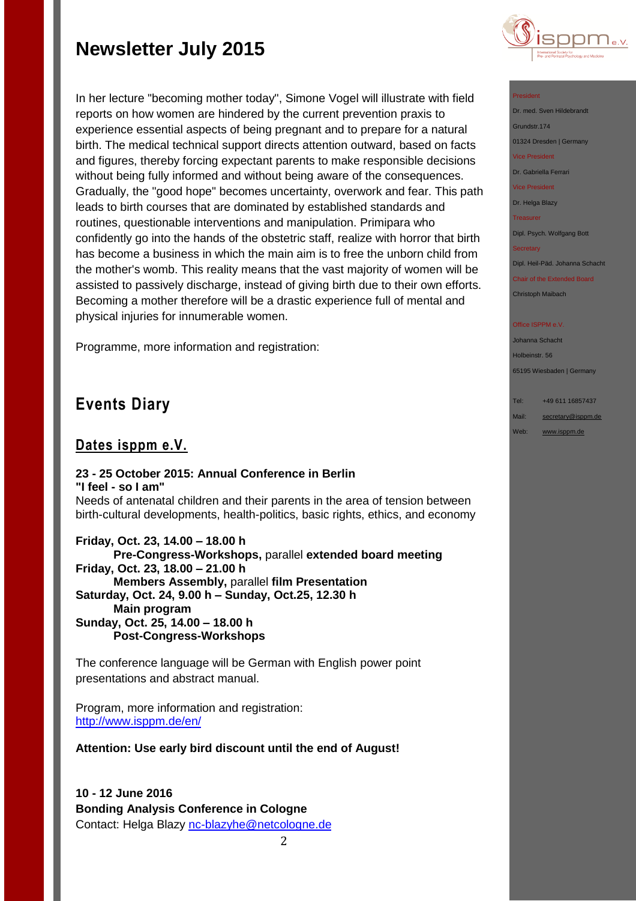# Newsletter July 2015

In her lecture "becoming mother today", Simone Vogel will illustrate with field reports on how women are hindered by the current prevention praxis to experience essential aspects of being pregnant and to prepare for a natural birth. The medical technical support directs attention outward, based on facts and figures, thereby forcing expectant parents to make responsible decisions without being fully informed and without being aware of the consequences. Gradually, the "good hope" becomes uncertainty, overwork and fear. This path leads to birth courses that are dominated by established standards and routines, questionable interventions and manipulation. Primipara who confidently go into the hands of the obstetric staff, realize with horror that birth has become a business in which the main aim is to free the unborn child from the mother's womb. This reality means that the vast majority of women will be assisted to passively discharge, instead of giving birth due to their own efforts. Becoming a mother therefore will be a drastic experience full of mental and physical injuries for innumerable women.

Programme, more information and registration:

## Events Diary

### Dates isppm e.V.

**23 - 25 October 2015: Annual Conference in Berlin**
**"I feel - so I am"**
Needs of antenatal children and their parents in the area of tension between birth-cultural developments, health-politics, basic rights, ethics, and economy

**Friday, Oct. 23, 14.00 – 18.00 h**
**Pre-Congress-Workshops,** parallel **extended board meeting**
**Friday, Oct. 23, 18.00 – 21.00 h**
**Members Assembly,** parallel **film Presentation**
**Saturday, Oct. 24, 9.00 h – Sunday, Oct.25, 12.30 h**
**Main program**
**Sunday, Oct. 25, 14.00 – 18.00 h**
**Post-Congress-Workshops**

The conference language will be German with English power point presentations and abstract manual.

Program, more information and registration:
http://www.isppm.de/en/

**Attention: Use early bird discount until the end of August!**

**10 - 12 June 2016**
**Bonding Analysis Conference in Cologne**
Contact: Helga Blazy nc-blazyhe@netcologne.de

President
Dr. med. Sven Hildebrandt
Grundstr.174
01324 Dresden | Germany
Vice President
Dr. Gabriella Ferrari
Vice President
Dr. Helga Blazy
Treasurer
Dipl. Psych. Wolfgang Bott
Secretary
Dipl. Heil-Päd. Johanna Schacht
Chair of the Extended Board
Christoph Maibach

Office ISPPM e.V.
Johanna Schacht
Holbeinstr. 56
65195 Wiesbaden | Germany

Tel: +49 611 16857437
Mail: secretary@isppm.de
Web: www.isppm.de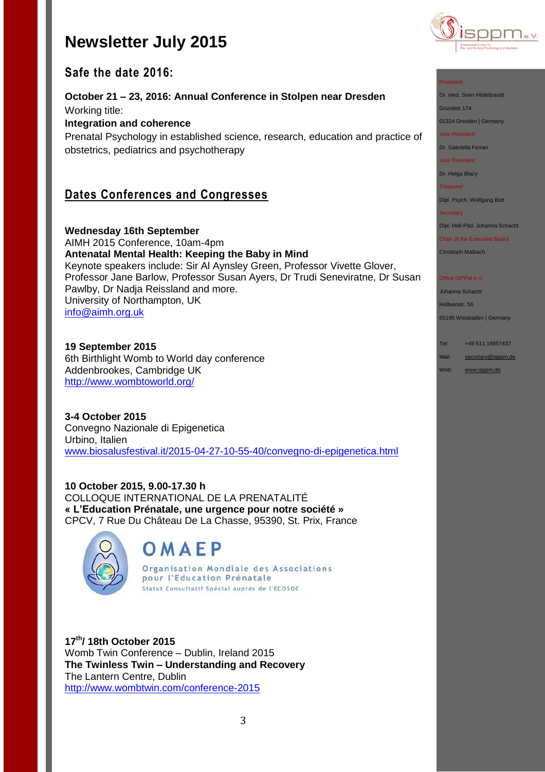# Newsletter July 2015

## Safe the date 2016:

**October 21 – 23, 2016: Annual Conference in Stolpen near Dresden**
Working title:
**Integration and coherence**
Prenatal Psychology in established science, research, education and practice of obstetrics, pediatrics and psychotherapy

## Dates Conferences and Congresses

**Wednesday 16th September**
AIMH 2015 Conference, 10am-4pm
**Antenatal Mental Health: Keeping the Baby in Mind**
Keynote speakers include: Sir Al Aynsley Green, Professor Vivette Glover, Professor Jane Barlow, Professor Susan Ayers, Dr Trudi Seneviratne, Dr Susan Pawlby, Dr Nadja Reissland and more.
University of Northampton, UK
info@aimh.org.uk

**19 September 2015**
6th Birthlight Womb to World day conference
Addenbrookes, Cambridge UK
http://www.wombtoworld.org/

**3-4 October 2015**
Convegno Nazionale di Epigenetica
Urbino, Italien
www.biosalusfestival.it/2015-04-27-10-55-40/convegno-di-epigenetica.html

**10 October 2015, 9.00-17.30 h**
COLLOQUE INTERNATIONAL DE LA PRENATALITÉ
**« L'Education Prénatale, une urgence pour notre société »**
CPCV, 7 Rue Du Château De La Chasse, 95390, St. Prix, France

OMAEP
Organisation Mondiale des Associations pour l'Education Prénatale
Statut Consultatif Spécial auprès de l'ECOSOC

**17th/ 18th October 2015**
Womb Twin Conference – Dublin, Ireland 2015
**The Twinless Twin – Understanding and Recovery**
The Lantern Centre, Dublin
http://www.wombtwin.com/conference-2015

President
Dr. med. Sven Hildebrandt
Grundstr.174
01324 Dresden | Germany
Vice President
Dr. Gabriella Ferrari
Vice President
Dr. Helga Blazy
Treasurer
Dipl. Psych. Wolfgang Bott
Secretary
Dipl. Heil-Päd. Johanna Schacht
Chair of the Extended Board
Christoph Maibach

Office ISPPM e.V.
Johanna Schacht
Holbeinstr. 56
65195 Wiesbaden | Germany

Tel: +49 611 16857437
Mail: secretary@isppm.de
Web: www.isppm.de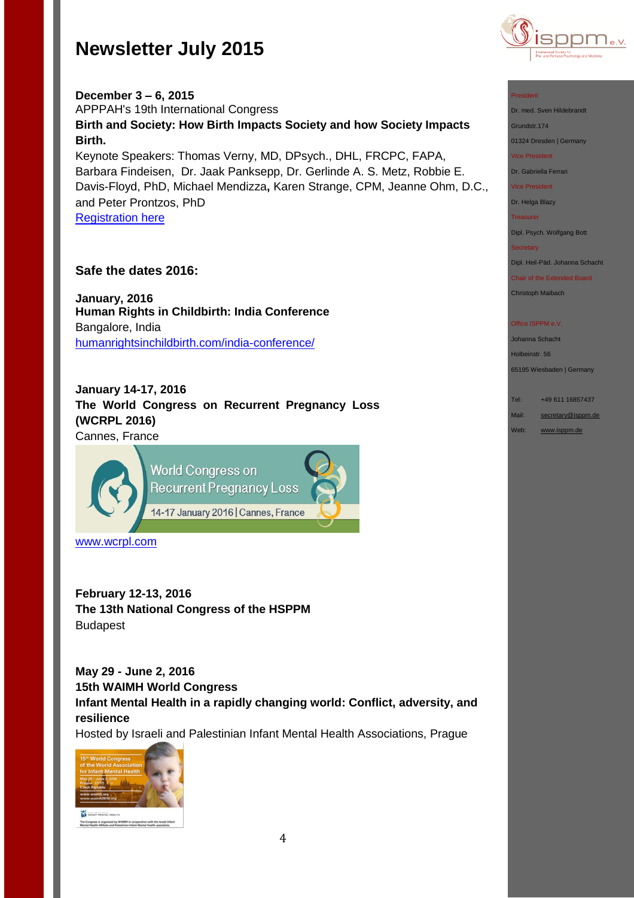# Newsletter July 2015

**December 3 – 6, 2015**
APPPAH's 19th International Congress
**Birth and Society: How Birth Impacts Society and how Society Impacts Birth.**
Keynote Speakers: Thomas Verny, MD, DPsych., DHL, FRCPC, FAPA, Barbara Findeisen, Dr. Jaak Panksepp, Dr. Gerlinde A. S. Metz, Robbie E. Davis-Floyd, PhD, Michael Mendizza**,** Karen Strange, CPM, Jeanne Ohm, D.C., and Peter Prontzos, PhD
Registration here

### Safe the dates 2016:

**January, 2016**
**Human Rights in Childbirth: India Conference**
Bangalore, India
humanrightsinchildbirth.com/india-conference/

**January 14-17, 2016**
**The World Congress on Recurrent Pregnancy Loss (WCRPL 2016)**
Cannes, France

World Congress on Recurrent Pregnancy Loss
14-17 January 2016 | Cannes, France

www.wcrpl.com

**February 12-13, 2016**
**The 13th National Congress of the HSPPM**
Budapest

**May 29 - June 2, 2016**
**15th WAIMH World Congress**
**Infant Mental Health in a rapidly changing world: Conflict, adversity, and resilience**
Hosted by Israeli and Palestinian Infant Mental Health Associations, Prague

---

President
Dr. med. Sven Hildebrandt
Grundstr.174
01324 Dresden | Germany

Vice President
Dr. Gabriella Ferrari

Vice President
Dr. Helga Blazy

Treasurer
Dipl. Psych. Wolfgang Bott

Secretary
Dipl. Heil-Päd. Johanna Schacht

Chair of the Extended Board
Christoph Maibach

Office ISPPM e.V.
Johanna Schacht
Holbeinstr. 56
65195 Wiesbaden | Germany

Tel: +49 611 16857437
Mail: secretary@isppm.de
Web: www.isppm.de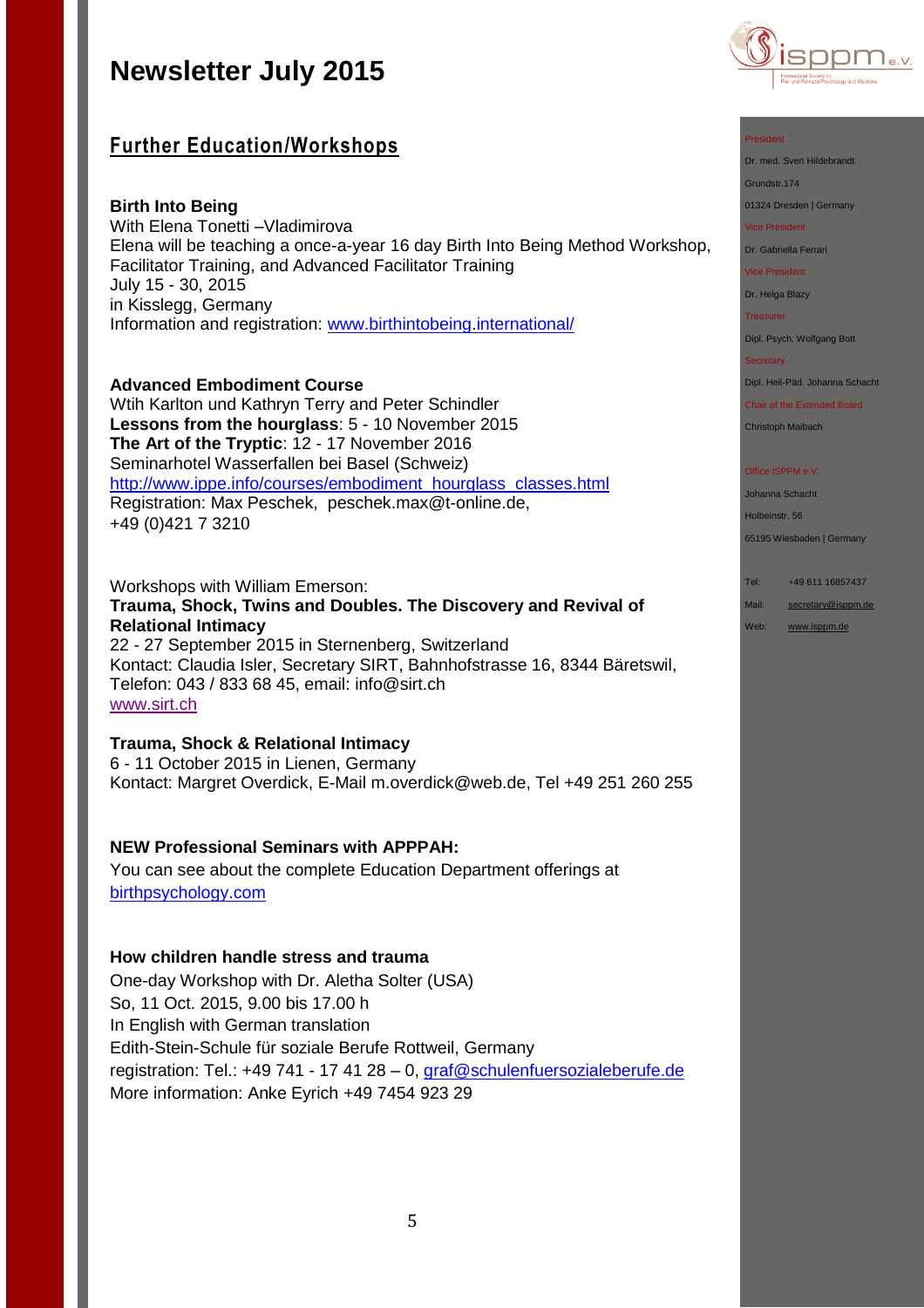# Newsletter July 2015

## Further Education/Workshops

**Birth Into Being**
With Elena Tonetti –Vladimirova
Elena will be teaching a once-a-year 16 day Birth Into Being Method Workshop, Facilitator Training, and Advanced Facilitator Training
July 15 - 30, 2015
in Kisslegg, Germany
Information and registration: www.birthintobeing.international/

**Advanced Embodiment Course**
Wtih Karlton und Kathryn Terry and Peter Schindler
**Lessons from the hourglass**: 5 - 10 November 2015
**The Art of the Tryptic**: 12 - 17 November 2016
Seminarhotel Wasserfallen bei Basel (Schweiz)
http://www.ippe.info/courses/embodiment_hourglass_classes.html
Registration: Max Peschek, peschek.max@t-online.de, +49 (0)421 7 3210

Workshops with William Emerson:
**Trauma, Shock, Twins and Doubles. The Discovery and Revival of Relational Intimacy**
22 - 27 September 2015 in Sternenberg, Switzerland
Kontact: Claudia Isler, Secretary SIRT, Bahnhofstrasse 16, 8344 Bäretswil, Telefon: 043 / 833 68 45, email: info@sirt.ch
www.sirt.ch

**Trauma, Shock & Relational Intimacy**
6 - 11 October 2015 in Lienen, Germany
Kontact: Margret Overdick, E-Mail m.overdick@web.de, Tel +49 251 260 255

**NEW Professional Seminars with APPPAH:**
You can see about the complete Education Department offerings at birthpsychology.com

**How children handle stress and trauma**
One-day Workshop with Dr. Aletha Solter (USA)
So, 11 Oct. 2015, 9.00 bis 17.00 h
In English with German translation
Edith-Stein-Schule für soziale Berufe Rottweil, Germany
registration: Tel.: +49 741 - 17 41 28 – 0, graf@schulenfuersozialeberufe.de
More information: Anke Eyrich +49 7454 923 29

President
Dr. med. Sven Hildebrandt
Grundstr.174
01324 Dresden | Germany

Vice President
Dr. Gabriella Ferrari

Vice President
Dr. Helga Blazy

Treasurer
Dipl. Psych. Wolfgang Bott

Secretary
Dipl. Heil-Päd. Johanna Schacht

Chair of the Extended Board
Christoph Maibach

Office ISPPM e.V.
Johanna Schacht
Holbeinstr. 56
65195 Wiesbaden | Germany

Tel: +49 611 16857437
Mail: secretary@isppm.de
Web: www.isppm.de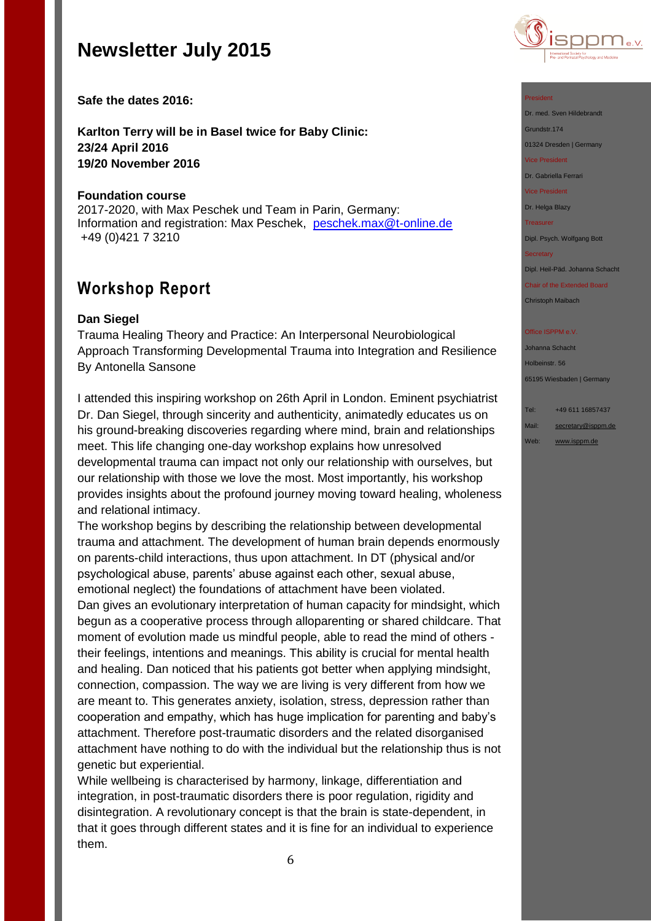# Newsletter July 2015

**Safe the dates 2016:**

**Karlton Terry will be in Basel twice for Baby Clinic:**
**23/24 April 2016**
**19/20 November 2016**

**Foundation course**
2017-2020, with Max Peschek und Team in Parin, Germany:
Information and registration: Max Peschek, peschek.max@t-online.de
+49 (0)421 7 3210

## Workshop Report

**Dan Siegel**
Trauma Healing Theory and Practice: An Interpersonal Neurobiological Approach Transforming Developmental Trauma into Integration and Resilience
By Antonella Sansone

I attended this inspiring workshop on 26th April in London. Eminent psychiatrist Dr. Dan Siegel, through sincerity and authenticity, animatedly educates us on his ground-breaking discoveries regarding where mind, brain and relationships meet. This life changing one-day workshop explains how unresolved developmental trauma can impact not only our relationship with ourselves, but our relationship with those we love the most. Most importantly, his workshop provides insights about the profound journey moving toward healing, wholeness and relational intimacy.

The workshop begins by describing the relationship between developmental trauma and attachment. The development of human brain depends enormously on parents-child interactions, thus upon attachment. In DT (physical and/or psychological abuse, parents' abuse against each other, sexual abuse, emotional neglect) the foundations of attachment have been violated.

Dan gives an evolutionary interpretation of human capacity for mindsight, which begun as a cooperative process through alloparenting or shared childcare. That moment of evolution made us mindful people, able to read the mind of others - their feelings, intentions and meanings. This ability is crucial for mental health and healing. Dan noticed that his patients got better when applying mindsight, connection, compassion. The way we are living is very different from how we are meant to. This generates anxiety, isolation, stress, depression rather than cooperation and empathy, which has huge implication for parenting and baby's attachment. Therefore post-traumatic disorders and the related disorganised attachment have nothing to do with the individual but the relationship thus is not genetic but experiential.

While wellbeing is characterised by harmony, linkage, differentiation and integration, in post-traumatic disorders there is poor regulation, rigidity and disintegration. A revolutionary concept is that the brain is state-dependent, in that it goes through different states and it is fine for an individual to experience them.

President
Dr. med. Sven Hildebrandt
Grundstr.174
01324 Dresden | Germany

Vice President
Dr. Gabriella Ferrari

Vice President
Dr. Helga Blazy

Treasurer
Dipl. Psych. Wolfgang Bott

Secretary
Dipl. Heil-Päd. Johanna Schacht

Chair of the Extended Board
Christoph Maibach

Office ISPPM e.V.
Johanna Schacht
Holbeinstr. 56
65195 Wiesbaden | Germany

Tel: +49 611 16857437
Mail: secretary@isppm.de
Web: www.isppm.de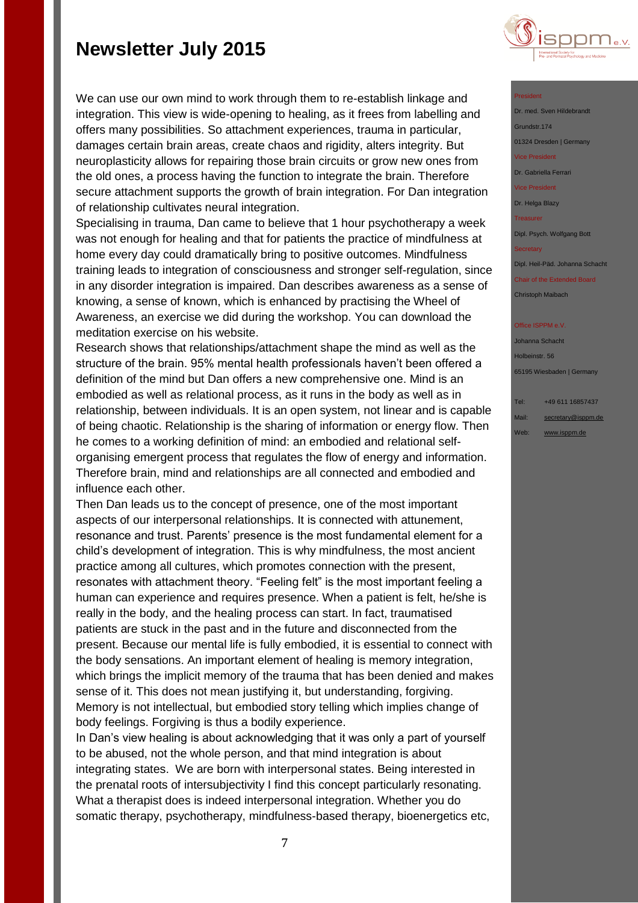We can use our own mind to work through them to re-establish linkage and integration. This view is wide-opening to healing, as it frees from labelling and offers many possibilities. So attachment experiences, trauma in particular, damages certain brain areas, create chaos and rigidity, alters integrity. But neuroplasticity allows for repairing those brain circuits or grow new ones from the old ones, a process having the function to integrate the brain. Therefore secure attachment supports the growth of brain integration. For Dan integration of relationship cultivates neural integration.

Specialising in trauma, Dan came to believe that 1 hour psychotherapy a week was not enough for healing and that for patients the practice of mindfulness at home every day could dramatically bring to positive outcomes. Mindfulness training leads to integration of consciousness and stronger self-regulation, since in any disorder integration is impaired. Dan describes awareness as a sense of knowing, a sense of known, which is enhanced by practising the Wheel of Awareness, an exercise we did during the workshop. You can download the meditation exercise on his website.

Research shows that relationships/attachment shape the mind as well as the structure of the brain. 95% mental health professionals haven't been offered a definition of the mind but Dan offers a new comprehensive one. Mind is an embodied as well as relational process, as it runs in the body as well as in relationship, between individuals. It is an open system, not linear and is capable of being chaotic. Relationship is the sharing of information or energy flow. Then he comes to a working definition of mind: an embodied and relational self-organising emergent process that regulates the flow of energy and information. Therefore brain, mind and relationships are all connected and embodied and influence each other.

Then Dan leads us to the concept of presence, one of the most important aspects of our interpersonal relationships. It is connected with attunement, resonance and trust. Parents' presence is the most fundamental element for a child's development of integration. This is why mindfulness, the most ancient practice among all cultures, which promotes connection with the present, resonates with attachment theory. "Feeling felt" is the most important feeling a human can experience and requires presence. When a patient is felt, he/she is really in the body, and the healing process can start. In fact, traumatised patients are stuck in the past and in the future and disconnected from the present. Because our mental life is fully embodied, it is essential to connect with the body sensations. An important element of healing is memory integration, which brings the implicit memory of the trauma that has been denied and makes sense of it. This does not mean justifying it, but understanding, forgiving. Memory is not intellectual, but embodied story telling which implies change of body feelings. Forgiving is thus a bodily experience.

In Dan's view healing is about acknowledging that it was only a part of yourself to be abused, not the whole person, and that mind integration is about integrating states. We are born with interpersonal states. Being interested in the prenatal roots of intersubjectivity I find this concept particularly resonating. What a therapist does is indeed interpersonal integration. Whether you do somatic therapy, psychotherapy, mindfulness-based therapy, bioenergetics etc,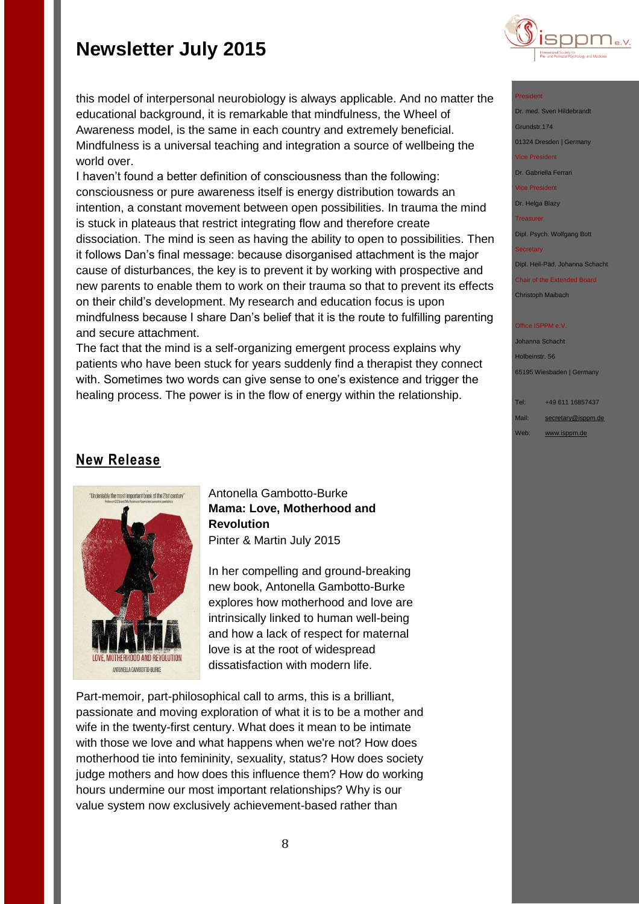this model of interpersonal neurobiology is always applicable. And no matter the educational background, it is remarkable that mindfulness, the Wheel of Awareness model, is the same in each country and extremely beneficial. Mindfulness is a universal teaching and integration a source of wellbeing the world over.

I haven't found a better definition of consciousness than the following: consciousness or pure awareness itself is energy distribution towards an intention, a constant movement between open possibilities. In trauma the mind is stuck in plateaus that restrict integrating flow and therefore create dissociation. The mind is seen as having the ability to open to possibilities. Then it follows Dan's final message: because disorganised attachment is the major cause of disturbances, the key is to prevent it by working with prospective and new parents to enable them to work on their trauma so that to prevent its effects on their child's development. My research and education focus is upon mindfulness because I share Dan's belief that it is the route to fulfilling parenting and secure attachment.

The fact that the mind is a self-organizing emergent process explains why patients who have been stuck for years suddenly find a therapist they connect with. Sometimes two words can give sense to one's existence and trigger the healing process. The power is in the flow of energy within the relationship.

## New Release

Antonella Gambotto-Burke
**Mama: Love, Motherhood and Revolution**
Pinter & Martin July 2015

In her compelling and ground-breaking new book, Antonella Gambotto-Burke explores how motherhood and love are intrinsically linked to human well-being and how a lack of respect for maternal love is at the root of widespread dissatisfaction with modern life.

Part-memoir, part-philosophical call to arms, this is a brilliant, passionate and moving exploration of what it is to be a mother and wife in the twenty-first century. What does it mean to be intimate with those we love and what happens when we're not? How does motherhood tie into femininity, sexuality, status? How does society judge mothers and how does this influence them? How do working hours undermine our most important relationships? Why is our value system now exclusively achievement-based rather than

President
Dr. med. Sven Hildebrandt
Grundstr.174
01324 Dresden | Germany
Vice President
Dr. Gabriella Ferrari
Vice President
Dr. Helga Blazy
Treasurer
Dipl. Psych. Wolfgang Bott
Secretary
Dipl. Heil-Päd. Johanna Schacht
Chair of the Extended Board
Christoph Maibach

Office ISPPM e.V.
Johanna Schacht
Holbeinstr. 56
65195 Wiesbaden | Germany

Tel: +49 611 16857437
Mail: secretary@isppm.de
Web: www.isppm.de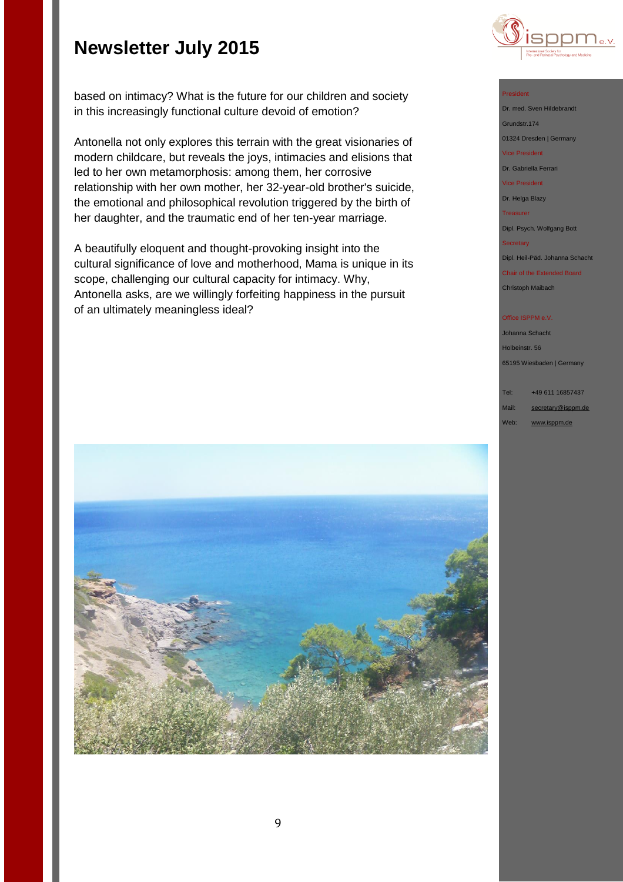based on intimacy? What is the future for our children and society in this increasingly functional culture devoid of emotion?

Antonella not only explores this terrain with the great visionaries of modern childcare, but reveals the joys, intimacies and elisions that led to her own metamorphosis: among them, her corrosive relationship with her own mother, her 32-year-old brother's suicide, the emotional and philosophical revolution triggered by the birth of her daughter, and the traumatic end of her ten-year marriage.

A beautifully eloquent and thought-provoking insight into the cultural significance of love and motherhood, Mama is unique in its scope, challenging our cultural capacity for intimacy. Why, Antonella asks, are we willingly forfeiting happiness in the pursuit of an ultimately meaningless ideal?

President

Dr. med. Sven Hildebrandt

Grundstr.174

01324 Dresden | Germany

Vice President

Dr. Gabriella Ferrari

Vice President

Dr. Helga Blazy

Treasurer

Dipl. Psych. Wolfgang Bott

Secretary

Dipl. Heil-Päd. Johanna Schacht

Chair of the Extended Board

Christoph Maibach

Office ISPPM e.V.

Johanna Schacht

Holbeinstr. 56

65195 Wiesbaden | Germany

Tel: +49 611 16857437

Mail: secretary@isppm.de

Web: www.isppm.de